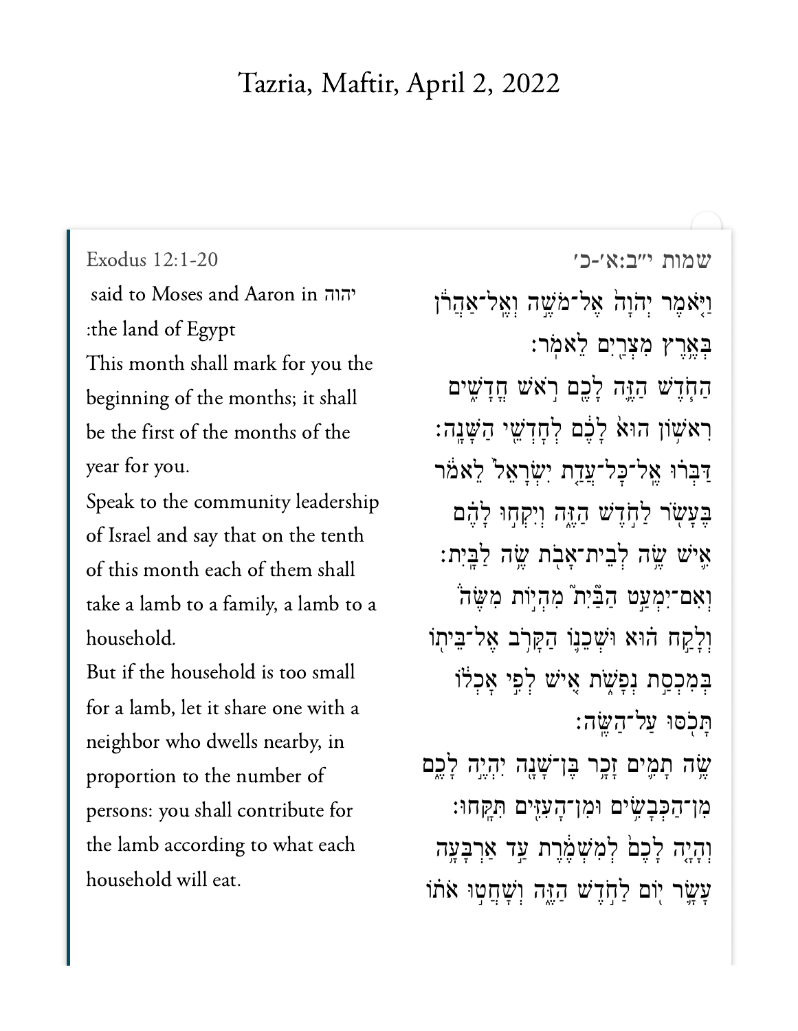# Tazria, Maftir, April 2, 2022

Exodus 12:1-20

יהוה said to Moses and Aaron in the land of Egypt:

This month shall mark for you the beginning of the months; it shall be the first of the months of the year for you.

Speak to the community leadership of Israel and say that on the tenth of this month each of them shall take a lamb to a family, a lamb to a household.

But if the household is too small for a lamb, let it share one with a neighbor who dwells nearby, in proportion to the number of persons: you shall contribute for the lamb according to what each household will eat.

שמות י״ב:א׳-כ׳

וַיֹּ֤אמֶר יְהֹוָה֙ אֶל־מֹשֶׁ֣ה וְאֶֽל־אַהֲרֹ֔ן בְּאֶ֥רֶץ מִצְרַ֖יִם לֵאמֹֽר׃

הַחֹ֧דֶשׁ הַזֶּ֛ה לָכֶ֖ם רֹ֣אשׁ חֳדָשִׁ֑ים רִאשׁ֥וֹן הוּא֙ לָכֶ֔ם לְחׇדְשֵׁ֖י הַשָּׁנָֽה׃

דַּבְּר֗וּ אֶֽל־כׇּל־עֲדַ֤ת יִשְׂרָאֵל֙ לֵאמֹ֔ר בֶּעָשֹׂ֖ר לַחֹ֣דֶשׁ הַזֶּ֑ה וְיִקְח֣וּ לָהֶ֗ם אִ֛ישׁ שֶׂ֥ה לְבֵית־אָבֹ֖ת שֶׂ֥ה לַבָּֽיִת׃

וְאִם־יִמְעַ֣ט הַבַּ֘יִת֮ מִהְי֣וֹת מִשֶּׂה֒ וְלָקַ֣ח ה֗וּא וּשְׁכֵנ֛וֹ הַקָּרֹ֥ב אֶל־בֵּית֖וֹ בְּמִכְסַ֣ת נְפָשֹׁ֑ת אִ֚ישׁ לְפִ֣י אׇכְל֔וֹ תָּכֹ֖סּוּ עַל־הַשֶּֽׂה׃

שֶׂ֥ה תָמִ֛ים זָכָ֥ר בֶּן־שָׁנָ֖ה יִהְיֶ֣ה לָכֶ֑ם מִן־הַכְּבָשִׂ֥ים וּמִן־הָעִזִּ֖ים תִּקָּֽחוּ׃

וְהָיָ֤ה לָכֶם֙ לְמִשְׁמֶ֔רֶת עַ֣ד אַרְבָּעָ֥ה עָשָׂ֛ר י֖וֹם לַחֹ֣דֶשׁ הַזֶּ֑ה וְשָׁחֲט֣וּ אֹת֗וֹ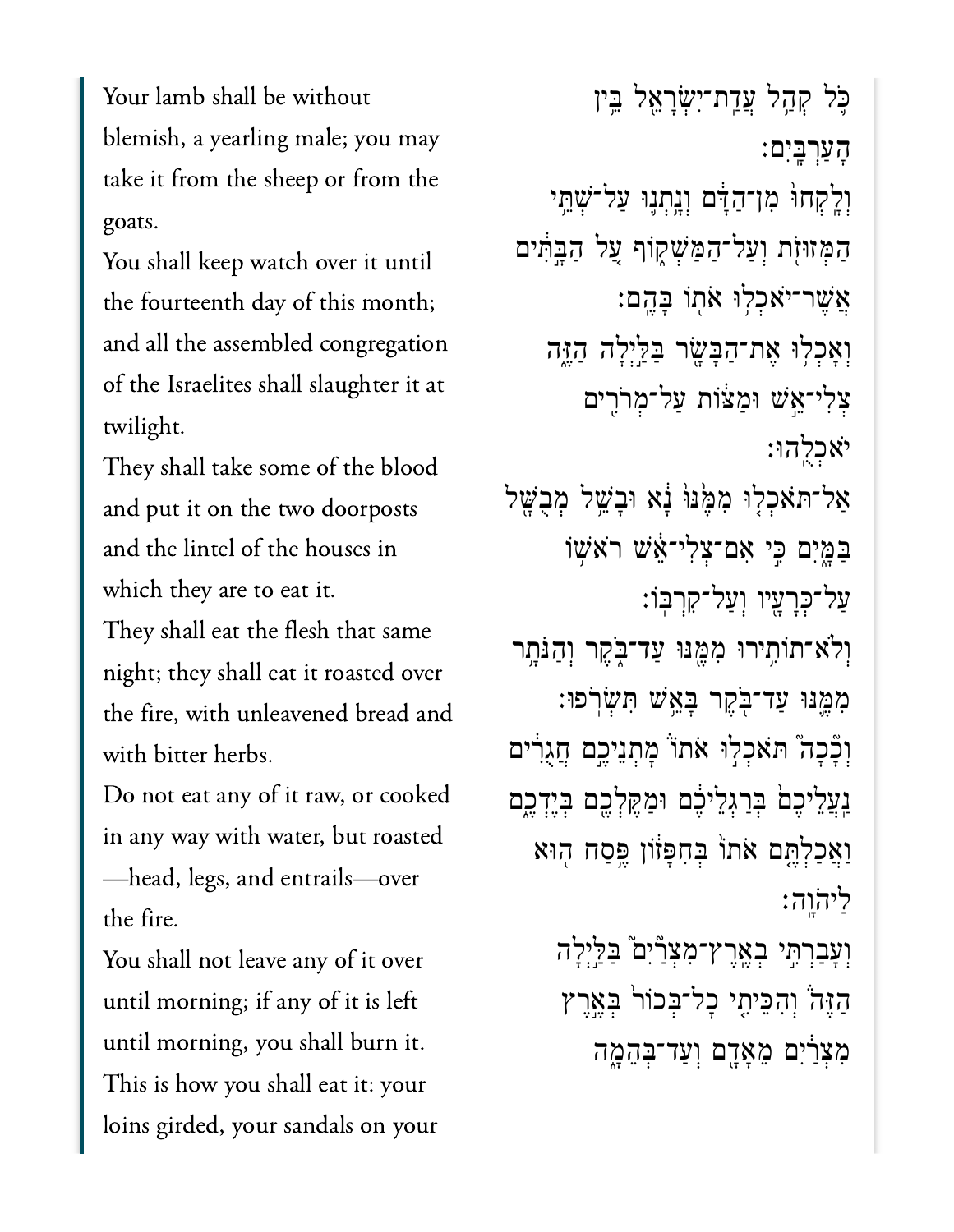Your lamb shall be without blemish, a yearling male; you may take it from the sheep or from the goats.

You shall keep watch over it until the fourteenth day of this month; and all the assembled congregation of the Israelites shall slaughter it at twilight.

They shall take some of the blood and put it on the two doorposts and the lintel of the houses in which they are to eat it.

They shall eat the flesh that same night; they shall eat it roasted over the fire, with unleavened bread and with bitter herbs.

Do not eat any of it raw, or cooked in any way with water, but roasted—head, legs, and entrails—over the fire.

You shall not leave any of it over until morning; if any of it is left until morning, you shall burn it.

This is how you shall eat it: your loins girded, your sandals on your

כֹּ֛ל קְהַ֥ל עֲדַת־יִשְׂרָאֵ֖ל בֵּ֥ין הָעַרְבָּֽיִם׃

וְלָֽקְחוּ֙ מִן־הַדָּ֔ם וְנָתְנ֛וּ עַל־שְׁתֵּ֥י הַמְּזוּזֹ֖ת וְעַל־הַמַּשְׁק֑וֹף עַ֚ל הַבָּ֣תִּ֔ים אֲשֶׁר־יֹאכְל֥וּ אֹת֖וֹ בָּהֶֽם׃

וְאָכְל֥וּ אֶת־הַבָּשָׂ֖ר בַּלַּ֣יְלָה הַזֶּ֑ה צְלִי־אֵ֣שׁ וּמַצּ֔וֹת עַל־מְרֹרִ֖ים יֹאכְלֻֽהוּ׃

אַל־תֹּאכְל֤וּ מִמֶּ֙נּוּ֙ נָ֔א וּבָשֵׁ֥ל מְבֻשָּׁ֖ל בַּמָּ֑יִם כִּ֣י אִם־צְלִי־אֵ֔שׁ רֹאשׁ֥וֹ עַל־כְּרָעָ֖יו וְעַל־קִרְבּֽוֹ׃

וְלֹא־תוֹתִ֥ירוּ מִמֶּ֖נּוּ עַד־בֹּ֑קֶר וְהַנֹּתָ֥ר מִמֶּ֛נּוּ עַד־בֹּ֖קֶר בָּאֵ֥שׁ תִּשְׂרֹֽפוּ׃

וְכָ֘כָה֮ תֹּאכְל֣וּ אֹתוֹ֒ מָתְנֵיכֶ֣ם חֲגֻרִ֔ים נַֽעֲלֵיכֶם֙ בְּרַגְלֵיכֶ֔ם וּמַקֶּלְכֶ֖ם בְּיֶדְכֶ֑ם וַאֲכַלְתֶּ֤ם אֹתוֹ֙ בְּחִפָּז֔וֹן פֶּ֥סַח ה֖וּא לַֽיהוָֽה׃

וְעָבַרְתִּ֣י בְאֶֽרֶץ־מִצְרַיִם֮ בַּלַּ֣יְלָה הַזֶּה֒ וְהִכֵּיתִ֤י כָל־בְּכוֹר֙ בְּאֶ֣רֶץ מִצְרַ֔יִם מֵאָדָ֖ם וְעַד־בְּהֵמָ֑ה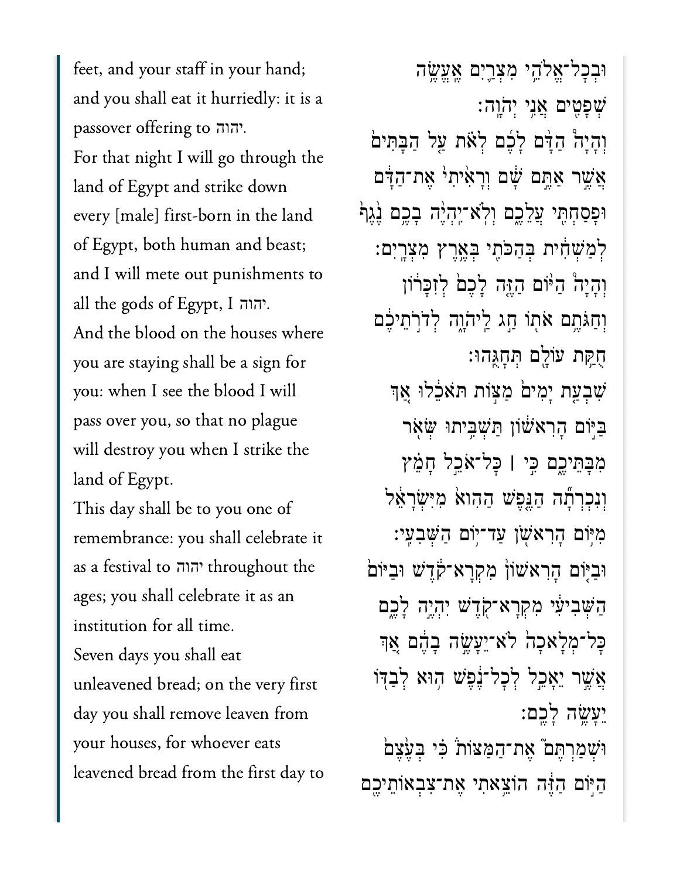feet, and your staff in your hand; and you shall eat it hurriedly: it is a passover offering to יהוה.

For that night I will go through the land of Egypt and strike down every [male] first-born in the land of Egypt, both human and beast; and I will mete out punishments to all the gods of Egypt, I יהוה.

And the blood on the houses where you are staying shall be a sign for you: when I see the blood I will pass over you, so that no plague will destroy you when I strike the land of Egypt.

This day shall be to you one of remembrance: you shall celebrate it as a festival to יהוה throughout the ages; you shall celebrate it as an institution for all time.

Seven days you shall eat unleavened bread; on the very first day you shall remove leaven from your houses, for whoever eats leavened bread from the first day to

וּבְכׇל־אֱלֹהֵי מִצְרַיִם אֶעֱשֶׂה שְׁפָטִים אֲנִי יְהֹוָה׃

וְהָיָה֩ הַדָּ֨ם לָכֶ֜ם לְאֹ֗ת עַ֚ל הַבָּתִּים֙ אֲשֶׁ֣ר אַתֶּ֣ם שָׁ֔ם וְרָאִ֨יתִי֙ אֶת־הַדָּ֔ם וּפָסַחְתִּ֖י עֲלֵכֶ֑ם וְלֹא־יִהְיֶ֨ה בָכֶ֥ם נֶ֨גֶף֙ לְמַשְׁחִ֔ית בְּהַכֹּתִ֖י בְּאֶ֥רֶץ מִצְרָֽיִם׃

וְהָיָה֩ הַיּ֨וֹם הַזֶּ֤ה לָכֶם֙ לְזִכָּר֔וֹן וְחַגֹּתֶ֥ם אֹת֖וֹ חַ֣ג לַיהֹוָ֑ה לְדֹרֹ֣תֵיכֶ֔ם חֻקַּ֥ת עוֹלָ֖ם תְּחׇגֻּֽהוּ׃

שִׁבְעַ֤ת יָמִים֙ מַצּ֣וֹת תֹּאכֵ֔לוּ אַ֚ךְ בַּיּ֣וֹם הָרִאשׁ֔וֹן תַּשְׁבִּ֥יתוּ שְּׂאֹ֖ר מִבָּתֵּיכֶ֑ם כִּ֣י ׀ כׇּל־אֹכֵ֣ל חָמֵ֗ץ וְנִכְרְתָ֞ה הַנֶּ֤פֶשׁ הַהִוא֙ מִיִּשְׂרָאֵ֔ל מִיּ֥וֹם הָרִאשֹׁ֖ן עַד־י֥וֹם הַשְּׁבִעִֽי׃

וּבַיּ֤וֹם הָרִאשׁוֹן֙ מִקְרָא־קֹ֔דֶשׁ וּבַיּוֹם֙ הַשְּׁבִיעִ֔י מִקְרָא־קֹ֖דֶשׁ יִהְיֶ֣ה לָכֶ֑ם כׇּל־מְלָאכָה֙ לֹא־יֵעָשֶׂ֣ה בָהֶ֔ם אַ֚ךְ אֲשֶׁ֣ר יֵאָכֵ֣ל לְכׇל־נֶ֔פֶשׁ ה֥וּא לְבַדּ֖וֹ יֵעָשֶׂ֥ה לָכֶֽם׃

וּשְׁמַרְתֶּם֮ אֶת־הַמַּצּוֹת֒ כִּ֗י בְּעֶ֨צֶם֙ הַיּ֣וֹם הַזֶּ֔ה הוֹצֵ֥אתִי אֶת־צִבְאוֹתֵיכֶ֖ם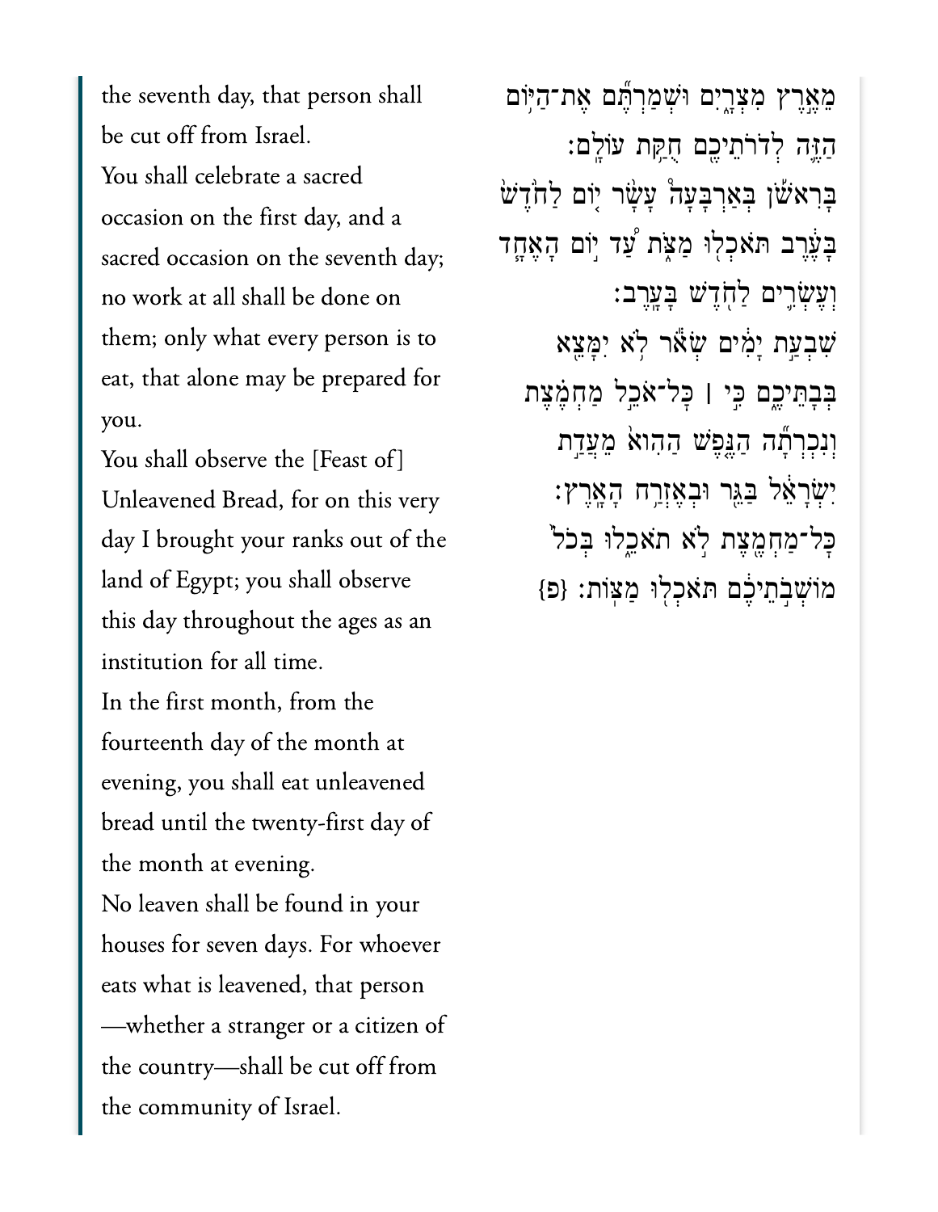the seventh day, that person shall be cut off from Israel.

You shall celebrate a sacred occasion on the first day, and a sacred occasion on the seventh day; no work at all shall be done on them; only what every person is to eat, that alone may be prepared for you.

You shall observe the [Feast of] Unleavened Bread, for on this very day I brought your ranks out of the land of Egypt; you shall observe this day throughout the ages as an institution for all time.

In the first month, from the fourteenth day of the month at evening, you shall eat unleavened bread until the twenty-first day of the month at evening.

No leaven shall be found in your houses for seven days. For whoever eats what is leavened, that person —whether a stranger or a citizen of the country—shall be cut off from the community of Israel.

מֵאֶ֣רֶץ מִצְרָ֑יִם וּשְׁמַרְתֶּ֞ם אֶת־הַיּ֥וֹם הַזֶּ֛ה לְדֹרֹתֵיכֶ֖ם חֻקַּ֥ת עוֹלָֽם׃

בָּרִאשֹׁ֡ן בְּאַרְבָּעָה֩ עָשָׂ֨ר י֤וֹם לַחֹ֙דֶשׁ֙ בָּעֶ֔רֶב תֹּאכְל֖וּ מַצֹּ֑ת עַ֠ד י֣וֹם הָאֶחָ֧ד וְעֶשְׂרִ֛ים לַחֹ֖דֶשׁ בָּעָֽרֶב׃

שִׁבְעַ֣ת יָמִ֔ים שְׂאֹ֕ר לֹ֥א יִמָּצֵ֖א בְּבָתֵּיכֶ֑ם כִּ֣י ׀ כָּל־אֹכֵ֣ל מַחְמֶ֗צֶת וְנִכְרְתָ֞ה הַנֶּ֤פֶשׁ הַהִוא֙ מֵעֲדַ֣ת יִשְׂרָאֵ֔ל בַּגֵּ֖ר וּבְאֶזְרַ֥ח הָאָֽרֶץ׃

כָּל־מַחְמֶ֖צֶת לֹ֣א תֹאכֵ֑לוּ בְּכֹל֙ מוֹשְׁבֹ֣תֵיכֶ֔ם תֹּאכְל֖וּ מַצּֽוֹת׃ {פ}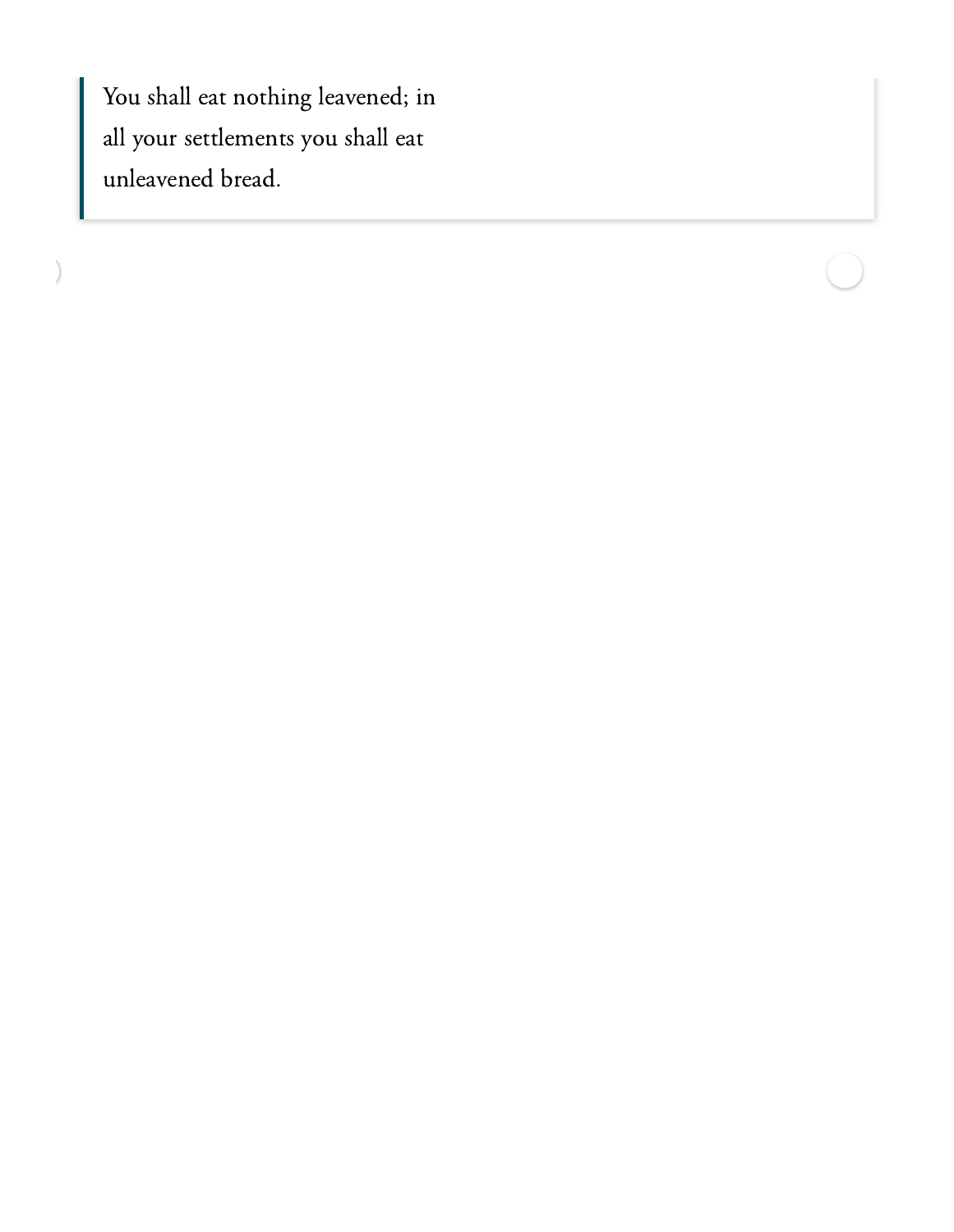> You shall eat nothing leavened; in all your settlements you shall eat unleavened bread.